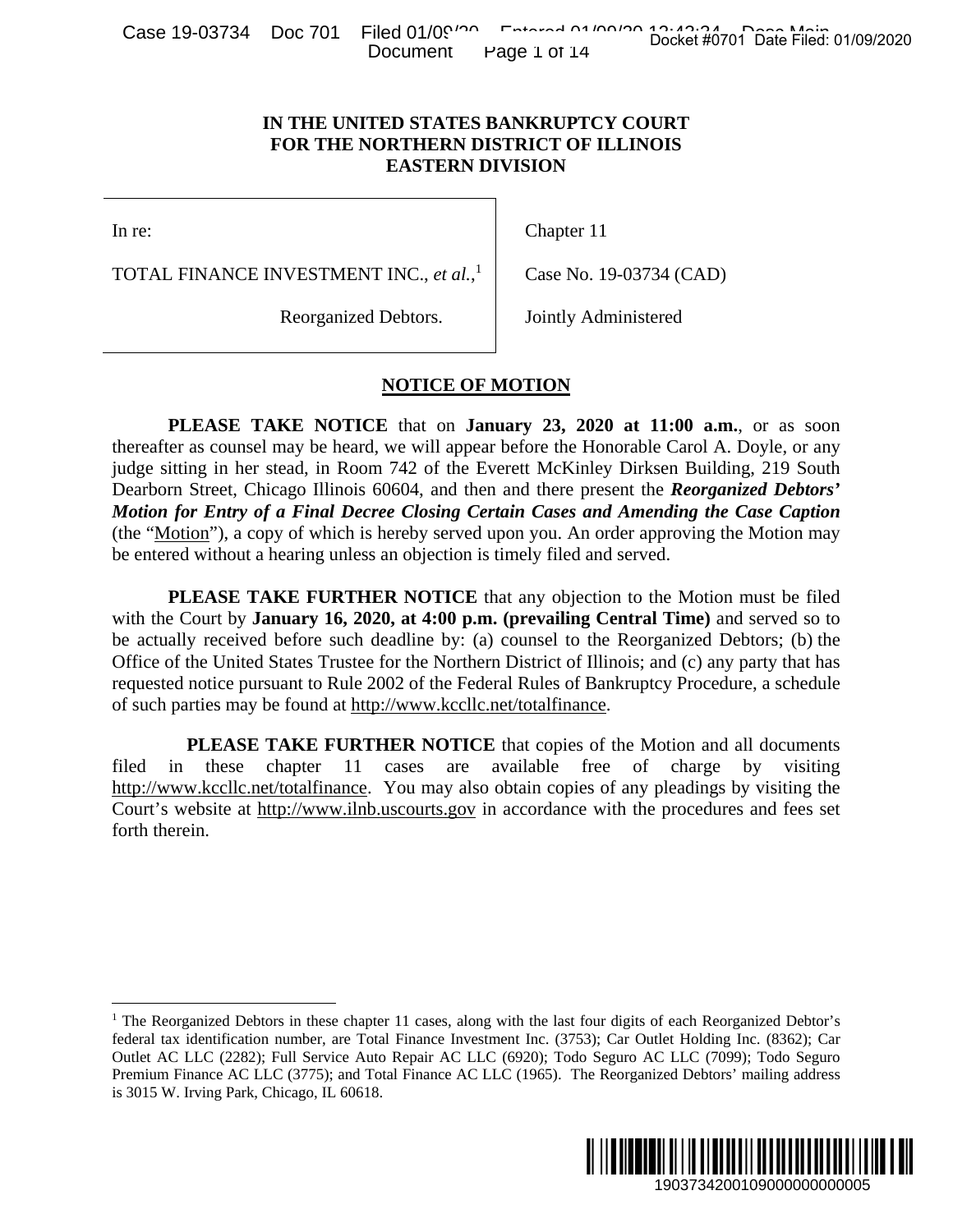# IN THE UNITED STATES BANKRUPTCY COURT FOR THE NORTHERN DISTRICT OF ILLINOIS EASTERN DIVISION

| | |
|---|---|
| In re:<br><br>TOTAL FINANCE INVESTMENT INC., *et al.*,[1]<br><br>Reorganized Debtors. | Chapter 11<br><br>Case No. 19-03734 (CAD)<br><br>Jointly Administered |

## NOTICE OF MOTION

**PLEASE TAKE NOTICE** that on **January 23, 2020 at 11:00 a.m.**, or as soon thereafter as counsel may be heard, we will appear before the Honorable Carol A. Doyle, or any judge sitting in her stead, in Room 742 of the Everett McKinley Dirksen Building, 219 South Dearborn Street, Chicago Illinois 60604, and then and there present the ***Reorganized Debtors' Motion for Entry of a Final Decree Closing Certain Cases and Amending the Case Caption*** (the "Motion"), a copy of which is hereby served upon you. An order approving the Motion may be entered without a hearing unless an objection is timely filed and served.

**PLEASE TAKE FURTHER NOTICE** that any objection to the Motion must be filed with the Court by **January 16, 2020, at 4:00 p.m. (prevailing Central Time)** and served so to be actually received before such deadline by: (a) counsel to the Reorganized Debtors; (b) the Office of the United States Trustee for the Northern District of Illinois; and (c) any party that has requested notice pursuant to Rule 2002 of the Federal Rules of Bankruptcy Procedure, a schedule of such parties may be found at http://www.kccllc.net/totalfinance.

**PLEASE TAKE FURTHER NOTICE** that copies of the Motion and all documents filed in these chapter 11 cases are available free of charge by visiting http://www.kccllc.net/totalfinance. You may also obtain copies of any pleadings by visiting the Court's website at http://www.ilnb.uscourts.gov in accordance with the procedures and fees set forth therein.

[1] The Reorganized Debtors in these chapter 11 cases, along with the last four digits of each Reorganized Debtor's federal tax identification number, are Total Finance Investment Inc. (3753); Car Outlet Holding Inc. (8362); Car Outlet AC LLC (2282); Full Service Auto Repair AC LLC (6920); Todo Seguro AC LLC (7099); Todo Seguro Premium Finance AC LLC (3775); and Total Finance AC LLC (1965). The Reorganized Debtors' mailing address is 3015 W. Irving Park, Chicago, IL 60618.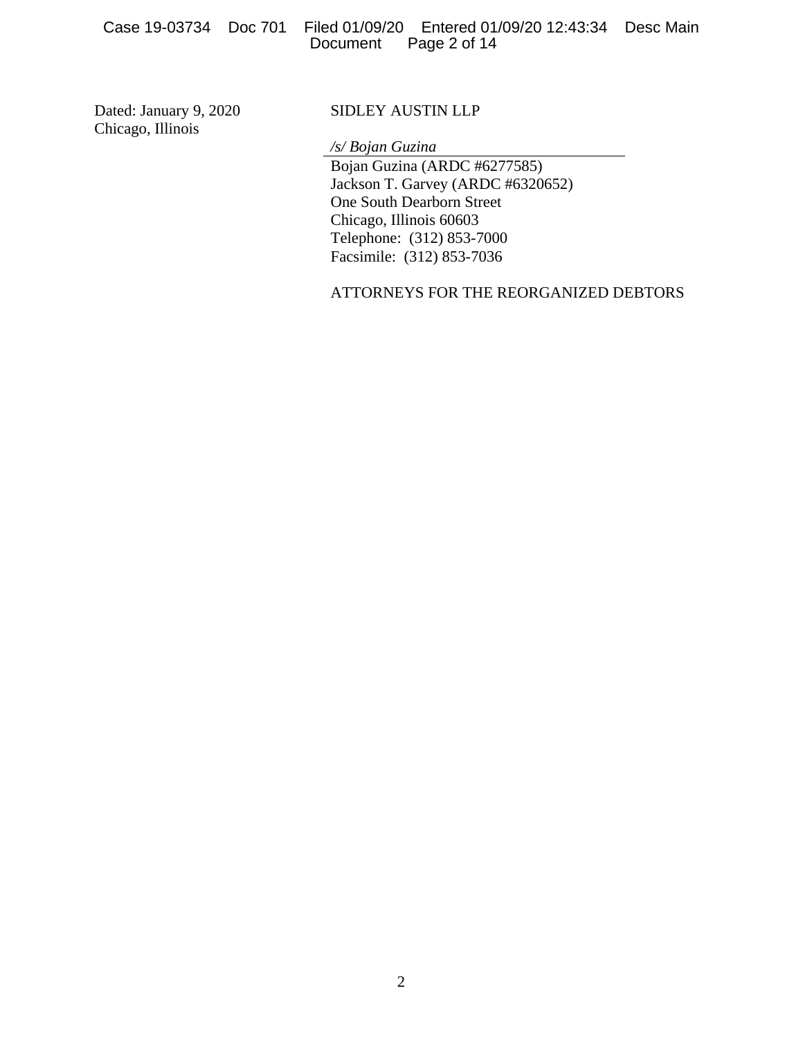Dated: January 9, 2020
Chicago, Illinois

SIDLEY AUSTIN LLP

*/s/ Bojan Guzina*

Bojan Guzina (ARDC #6277585)
Jackson T. Garvey (ARDC #6320652)
One South Dearborn Street
Chicago, Illinois 60603
Telephone: (312) 853-7000
Facsimile: (312) 853-7036

ATTORNEYS FOR THE REORGANIZED DEBTORS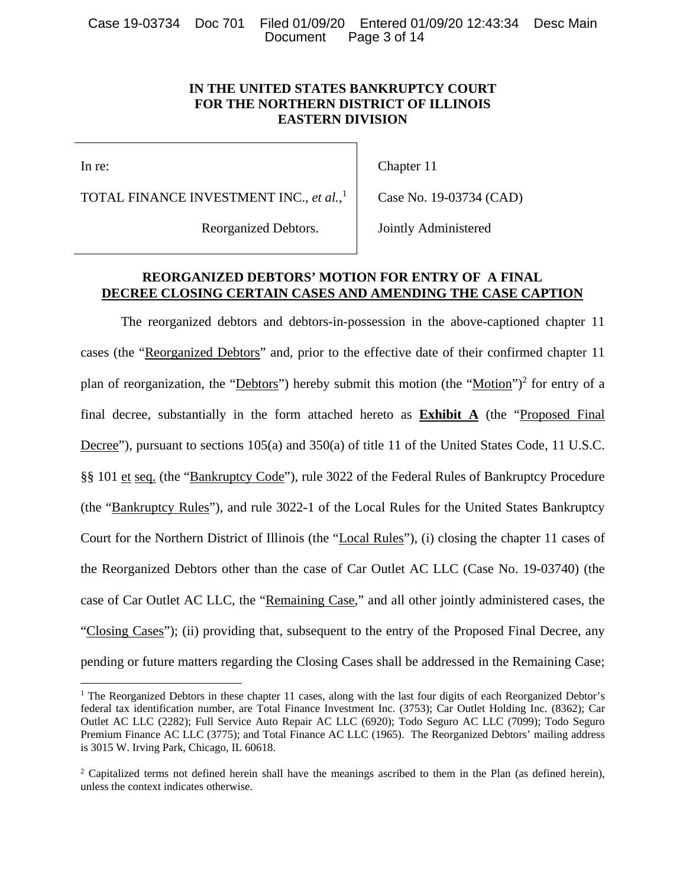**IN THE UNITED STATES BANKRUPTCY COURT**
**FOR THE NORTHERN DISTRICT OF ILLINOIS**
**EASTERN DIVISION**

| | |
|---|---|
| In re: | Chapter 11 |
| TOTAL FINANCE INVESTMENT INC., *et al.*,[1] | Case No. 19-03734 (CAD) |
| Reorganized Debtors. | Jointly Administered |

**REORGANIZED DEBTORS' MOTION FOR ENTRY OF A FINAL DECREE CLOSING CERTAIN CASES AND AMENDING THE CASE CAPTION**

The reorganized debtors and debtors-in-possession in the above-captioned chapter 11 cases (the "Reorganized Debtors" and, prior to the effective date of their confirmed chapter 11 plan of reorganization, the "Debtors") hereby submit this motion (the "Motion")[2] for entry of a final decree, substantially in the form attached hereto as **Exhibit A** (the "Proposed Final Decree"), pursuant to sections 105(a) and 350(a) of title 11 of the United States Code, 11 U.S.C. §§ 101 et seq. (the "Bankruptcy Code"), rule 3022 of the Federal Rules of Bankruptcy Procedure (the "Bankruptcy Rules"), and rule 3022-1 of the Local Rules for the United States Bankruptcy Court for the Northern District of Illinois (the "Local Rules"), (i) closing the chapter 11 cases of the Reorganized Debtors other than the case of Car Outlet AC LLC (Case No. 19-03740) (the case of Car Outlet AC LLC, the "Remaining Case," and all other jointly administered cases, the "Closing Cases"); (ii) providing that, subsequent to the entry of the Proposed Final Decree, any pending or future matters regarding the Closing Cases shall be addressed in the Remaining Case;

[1] The Reorganized Debtors in these chapter 11 cases, along with the last four digits of each Reorganized Debtor's federal tax identification number, are Total Finance Investment Inc. (3753); Car Outlet Holding Inc. (8362); Car Outlet AC LLC (2282); Full Service Auto Repair AC LLC (6920); Todo Seguro AC LLC (7099); Todo Seguro Premium Finance AC LLC (3775); and Total Finance AC LLC (1965). The Reorganized Debtors' mailing address is 3015 W. Irving Park, Chicago, IL 60618.

[2] Capitalized terms not defined herein shall have the meanings ascribed to them in the Plan (as defined herein), unless the context indicates otherwise.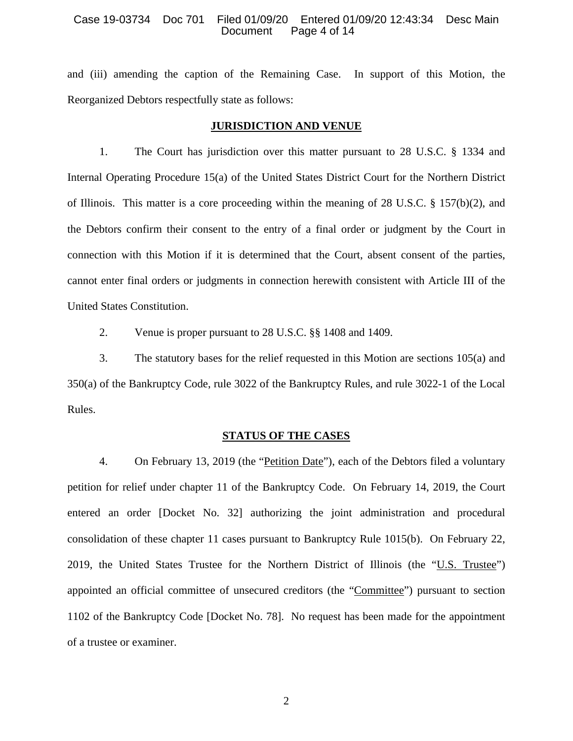and (iii) amending the caption of the Remaining Case. In support of this Motion, the Reorganized Debtors respectfully state as follows:

## JURISDICTION AND VENUE

1. The Court has jurisdiction over this matter pursuant to 28 U.S.C. § 1334 and Internal Operating Procedure 15(a) of the United States District Court for the Northern District of Illinois. This matter is a core proceeding within the meaning of 28 U.S.C. § 157(b)(2), and the Debtors confirm their consent to the entry of a final order or judgment by the Court in connection with this Motion if it is determined that the Court, absent consent of the parties, cannot enter final orders or judgments in connection herewith consistent with Article III of the United States Constitution.

2. Venue is proper pursuant to 28 U.S.C. §§ 1408 and 1409.

3. The statutory bases for the relief requested in this Motion are sections 105(a) and 350(a) of the Bankruptcy Code, rule 3022 of the Bankruptcy Rules, and rule 3022-1 of the Local Rules.

## STATUS OF THE CASES

4. On February 13, 2019 (the "Petition Date"), each of the Debtors filed a voluntary petition for relief under chapter 11 of the Bankruptcy Code. On February 14, 2019, the Court entered an order [Docket No. 32] authorizing the joint administration and procedural consolidation of these chapter 11 cases pursuant to Bankruptcy Rule 1015(b). On February 22, 2019, the United States Trustee for the Northern District of Illinois (the "U.S. Trustee") appointed an official committee of unsecured creditors (the "Committee") pursuant to section 1102 of the Bankruptcy Code [Docket No. 78]. No request has been made for the appointment of a trustee or examiner.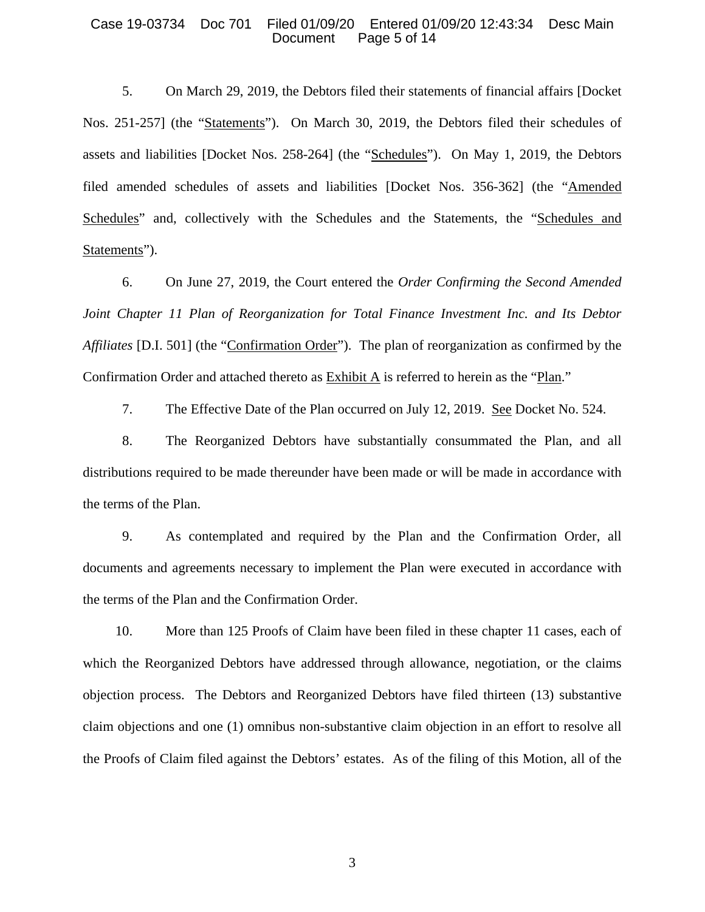5. On March 29, 2019, the Debtors filed their statements of financial affairs [Docket Nos. 251-257] (the "Statements"). On March 30, 2019, the Debtors filed their schedules of assets and liabilities [Docket Nos. 258-264] (the "Schedules"). On May 1, 2019, the Debtors filed amended schedules of assets and liabilities [Docket Nos. 356-362] (the "Amended Schedules" and, collectively with the Schedules and the Statements, the "Schedules and Statements").

6. On June 27, 2019, the Court entered the *Order Confirming the Second Amended Joint Chapter 11 Plan of Reorganization for Total Finance Investment Inc. and Its Debtor Affiliates* [D.I. 501] (the "Confirmation Order"). The plan of reorganization as confirmed by the Confirmation Order and attached thereto as Exhibit A is referred to herein as the "Plan."

7. The Effective Date of the Plan occurred on July 12, 2019. See Docket No. 524.

8. The Reorganized Debtors have substantially consummated the Plan, and all distributions required to be made thereunder have been made or will be made in accordance with the terms of the Plan.

9. As contemplated and required by the Plan and the Confirmation Order, all documents and agreements necessary to implement the Plan were executed in accordance with the terms of the Plan and the Confirmation Order.

10. More than 125 Proofs of Claim have been filed in these chapter 11 cases, each of which the Reorganized Debtors have addressed through allowance, negotiation, or the claims objection process. The Debtors and Reorganized Debtors have filed thirteen (13) substantive claim objections and one (1) omnibus non-substantive claim objection in an effort to resolve all the Proofs of Claim filed against the Debtors' estates. As of the filing of this Motion, all of the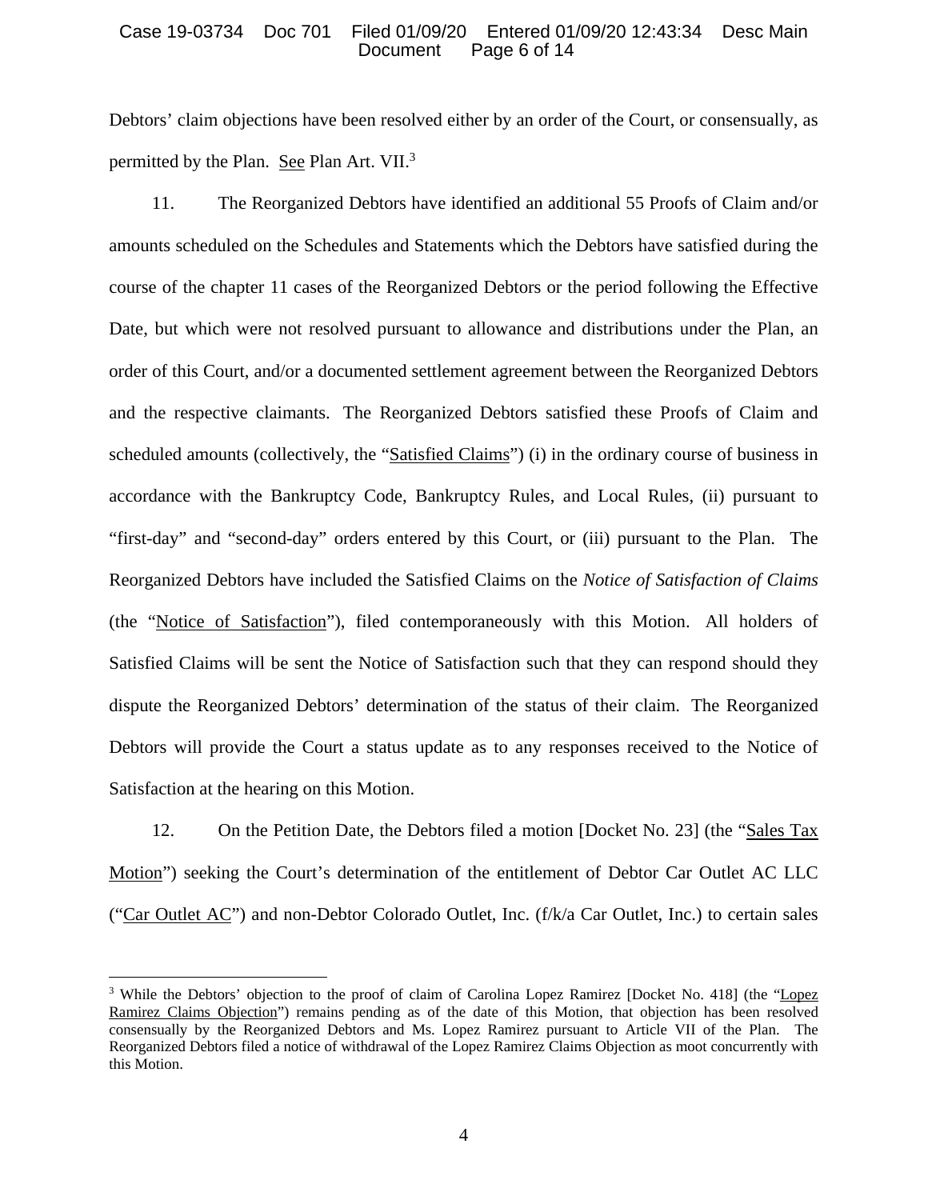Debtors' claim objections have been resolved either by an order of the Court, or consensually, as permitted by the Plan. See Plan Art. VII.[3]

11. The Reorganized Debtors have identified an additional 55 Proofs of Claim and/or amounts scheduled on the Schedules and Statements which the Debtors have satisfied during the course of the chapter 11 cases of the Reorganized Debtors or the period following the Effective Date, but which were not resolved pursuant to allowance and distributions under the Plan, an order of this Court, and/or a documented settlement agreement between the Reorganized Debtors and the respective claimants. The Reorganized Debtors satisfied these Proofs of Claim and scheduled amounts (collectively, the "Satisfied Claims") (i) in the ordinary course of business in accordance with the Bankruptcy Code, Bankruptcy Rules, and Local Rules, (ii) pursuant to "first-day" and "second-day" orders entered by this Court, or (iii) pursuant to the Plan. The Reorganized Debtors have included the Satisfied Claims on the *Notice of Satisfaction of Claims* (the "Notice of Satisfaction"), filed contemporaneously with this Motion. All holders of Satisfied Claims will be sent the Notice of Satisfaction such that they can respond should they dispute the Reorganized Debtors' determination of the status of their claim. The Reorganized Debtors will provide the Court a status update as to any responses received to the Notice of Satisfaction at the hearing on this Motion.

12. On the Petition Date, the Debtors filed a motion [Docket No. 23] (the "Sales Tax Motion") seeking the Court's determination of the entitlement of Debtor Car Outlet AC LLC ("Car Outlet AC") and non-Debtor Colorado Outlet, Inc. (f/k/a Car Outlet, Inc.) to certain sales

[3] While the Debtors' objection to the proof of claim of Carolina Lopez Ramirez [Docket No. 418] (the "Lopez Ramirez Claims Objection") remains pending as of the date of this Motion, that objection has been resolved consensually by the Reorganized Debtors and Ms. Lopez Ramirez pursuant to Article VII of the Plan. The Reorganized Debtors filed a notice of withdrawal of the Lopez Ramirez Claims Objection as moot concurrently with this Motion.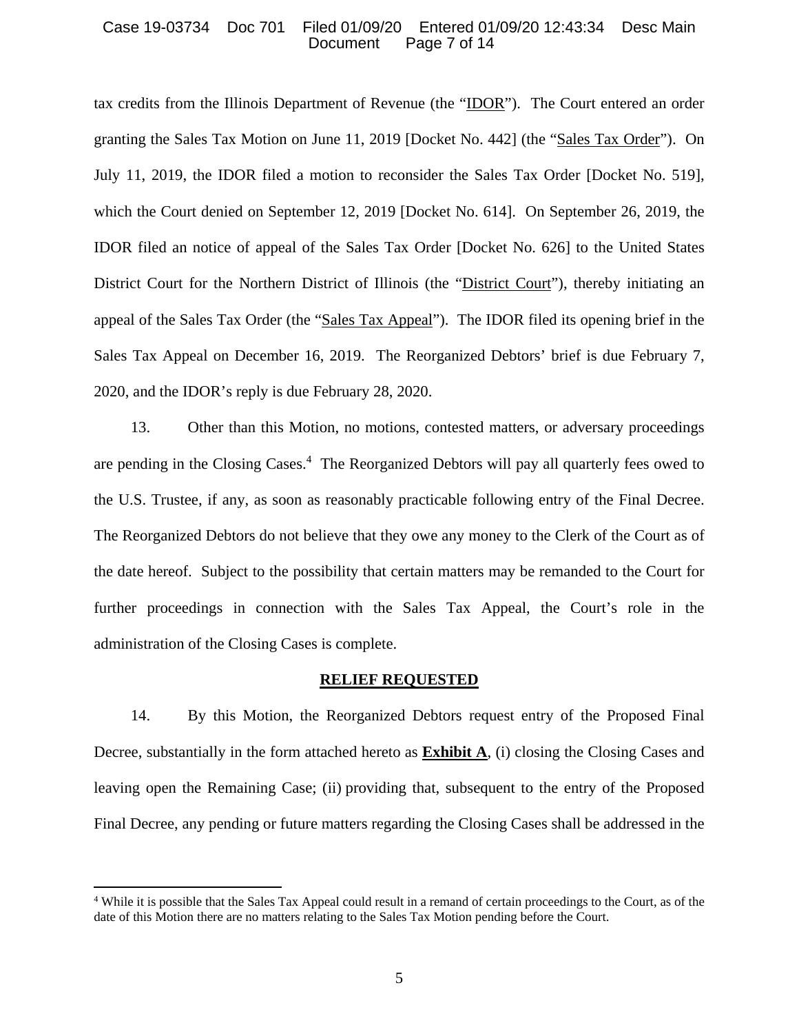tax credits from the Illinois Department of Revenue (the "IDOR"). The Court entered an order granting the Sales Tax Motion on June 11, 2019 [Docket No. 442] (the "Sales Tax Order"). On July 11, 2019, the IDOR filed a motion to reconsider the Sales Tax Order [Docket No. 519], which the Court denied on September 12, 2019 [Docket No. 614]. On September 26, 2019, the IDOR filed an notice of appeal of the Sales Tax Order [Docket No. 626] to the United States District Court for the Northern District of Illinois (the "District Court"), thereby initiating an appeal of the Sales Tax Order (the "Sales Tax Appeal"). The IDOR filed its opening brief in the Sales Tax Appeal on December 16, 2019. The Reorganized Debtors' brief is due February 7, 2020, and the IDOR's reply is due February 28, 2020.

13. Other than this Motion, no motions, contested matters, or adversary proceedings are pending in the Closing Cases.[4] The Reorganized Debtors will pay all quarterly fees owed to the U.S. Trustee, if any, as soon as reasonably practicable following entry of the Final Decree. The Reorganized Debtors do not believe that they owe any money to the Clerk of the Court as of the date hereof. Subject to the possibility that certain matters may be remanded to the Court for further proceedings in connection with the Sales Tax Appeal, the Court's role in the administration of the Closing Cases is complete.

## RELIEF REQUESTED

14. By this Motion, the Reorganized Debtors request entry of the Proposed Final Decree, substantially in the form attached hereto as **Exhibit A**, (i) closing the Closing Cases and leaving open the Remaining Case; (ii) providing that, subsequent to the entry of the Proposed Final Decree, any pending or future matters regarding the Closing Cases shall be addressed in the

[4] While it is possible that the Sales Tax Appeal could result in a remand of certain proceedings to the Court, as of the date of this Motion there are no matters relating to the Sales Tax Motion pending before the Court.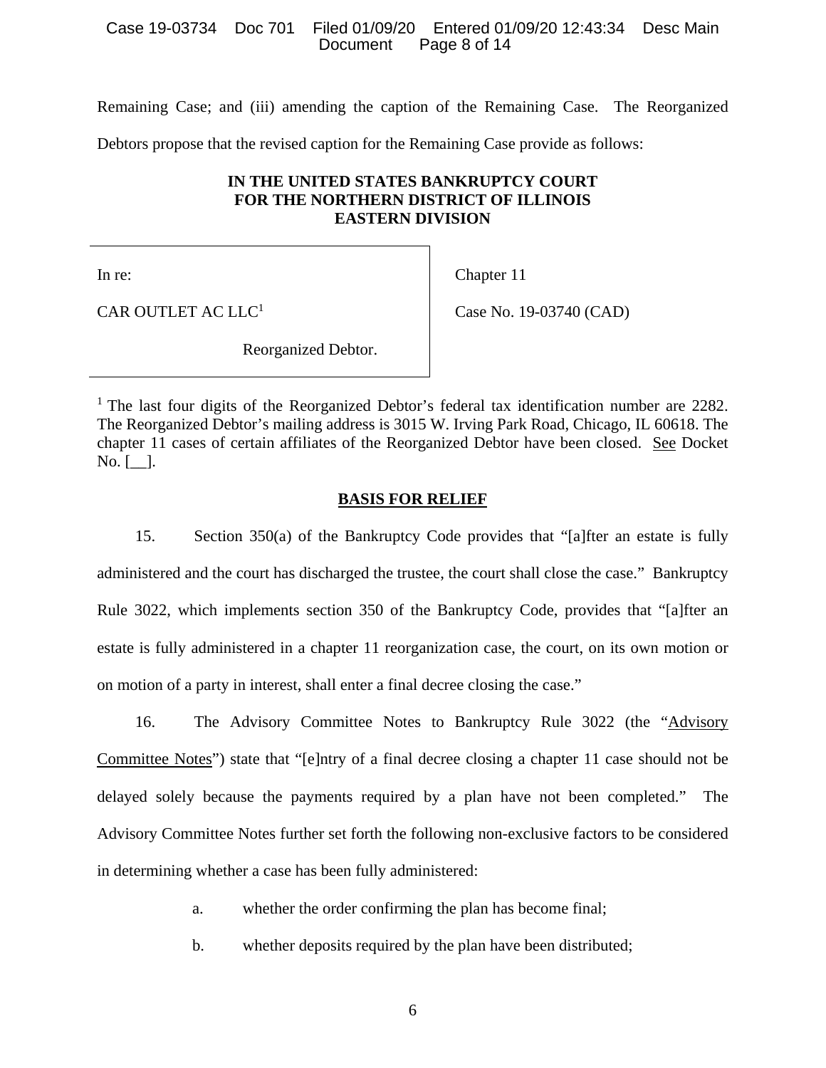Remaining Case; and (iii) amending the caption of the Remaining Case. The Reorganized Debtors propose that the revised caption for the Remaining Case provide as follows:

**IN THE UNITED STATES BANKRUPTCY COURT**
**FOR THE NORTHERN DISTRICT OF ILLINOIS**
**EASTERN DIVISION**

| | |
|---|---|
| In re: | Chapter 11 |
| CAR OUTLET AC LLC[1] | Case No. 19-03740 (CAD) |
| Reorganized Debtor. | |

[1] The last four digits of the Reorganized Debtor's federal tax identification number are 2282. The Reorganized Debtor's mailing address is 3015 W. Irving Park Road, Chicago, IL 60618. The chapter 11 cases of certain affiliates of the Reorganized Debtor have been closed. See Docket No. [__].

## BASIS FOR RELIEF

15. Section 350(a) of the Bankruptcy Code provides that "[a]fter an estate is fully administered and the court has discharged the trustee, the court shall close the case." Bankruptcy Rule 3022, which implements section 350 of the Bankruptcy Code, provides that "[a]fter an estate is fully administered in a chapter 11 reorganization case, the court, on its own motion or on motion of a party in interest, shall enter a final decree closing the case."

16. The Advisory Committee Notes to Bankruptcy Rule 3022 (the "Advisory Committee Notes") state that "[e]ntry of a final decree closing a chapter 11 case should not be delayed solely because the payments required by a plan have not been completed." The Advisory Committee Notes further set forth the following non-exclusive factors to be considered in determining whether a case has been fully administered:

a. whether the order confirming the plan has become final;

b. whether deposits required by the plan have been distributed;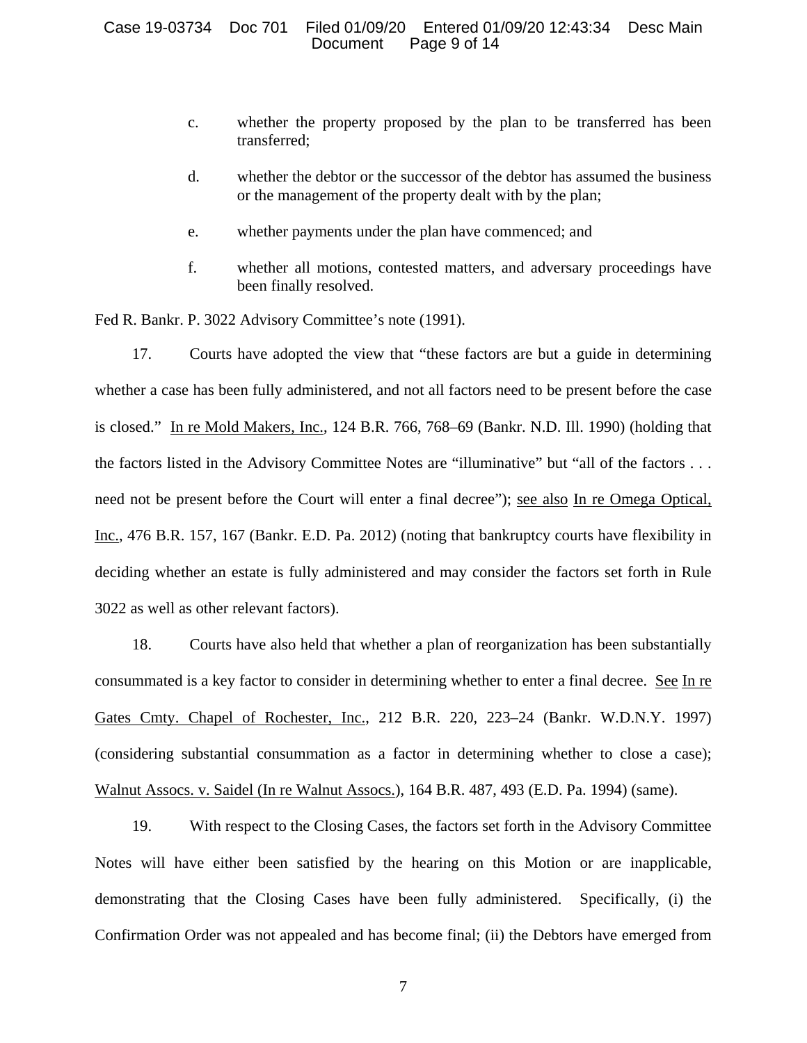c. whether the property proposed by the plan to be transferred has been transferred;

d. whether the debtor or the successor of the debtor has assumed the business or the management of the property dealt with by the plan;

e. whether payments under the plan have commenced; and

f. whether all motions, contested matters, and adversary proceedings have been finally resolved.

Fed R. Bankr. P. 3022 Advisory Committee's note (1991).

17. Courts have adopted the view that "these factors are but a guide in determining whether a case has been fully administered, and not all factors need to be present before the case is closed." In re Mold Makers, Inc., 124 B.R. 766, 768–69 (Bankr. N.D. Ill. 1990) (holding that the factors listed in the Advisory Committee Notes are "illuminative" but "all of the factors . . . need not be present before the Court will enter a final decree"); see also In re Omega Optical, Inc., 476 B.R. 157, 167 (Bankr. E.D. Pa. 2012) (noting that bankruptcy courts have flexibility in deciding whether an estate is fully administered and may consider the factors set forth in Rule 3022 as well as other relevant factors).

18. Courts have also held that whether a plan of reorganization has been substantially consummated is a key factor to consider in determining whether to enter a final decree. See In re Gates Cmty. Chapel of Rochester, Inc., 212 B.R. 220, 223–24 (Bankr. W.D.N.Y. 1997) (considering substantial consummation as a factor in determining whether to close a case); Walnut Assocs. v. Saidel (In re Walnut Assocs.), 164 B.R. 487, 493 (E.D. Pa. 1994) (same).

19. With respect to the Closing Cases, the factors set forth in the Advisory Committee Notes will have either been satisfied by the hearing on this Motion or are inapplicable, demonstrating that the Closing Cases have been fully administered. Specifically, (i) the Confirmation Order was not appealed and has become final; (ii) the Debtors have emerged from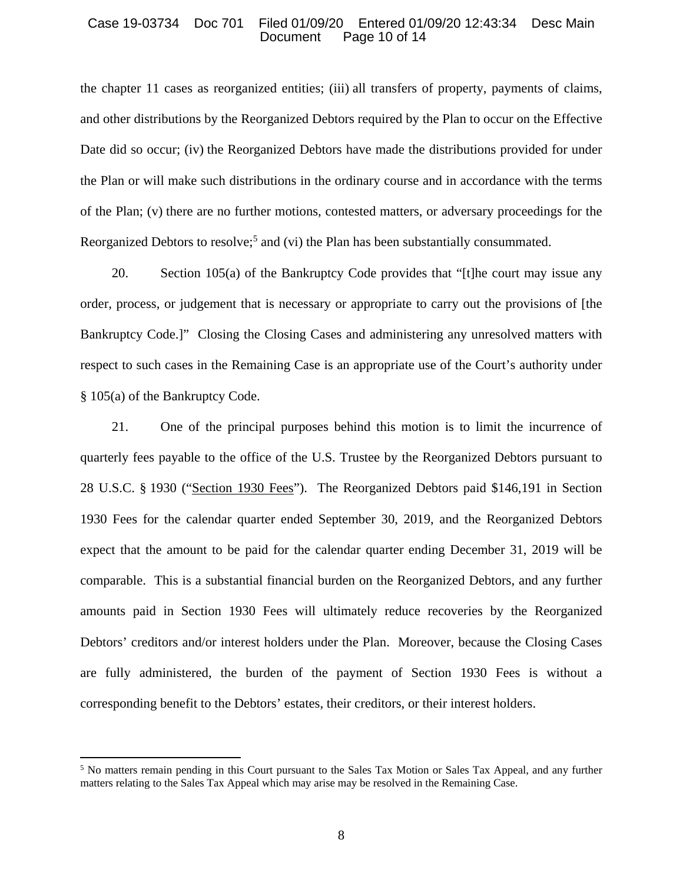the chapter 11 cases as reorganized entities; (iii) all transfers of property, payments of claims, and other distributions by the Reorganized Debtors required by the Plan to occur on the Effective Date did so occur; (iv) the Reorganized Debtors have made the distributions provided for under the Plan or will make such distributions in the ordinary course and in accordance with the terms of the Plan; (v) there are no further motions, contested matters, or adversary proceedings for the Reorganized Debtors to resolve;[5] and (vi) the Plan has been substantially consummated.

20. Section 105(a) of the Bankruptcy Code provides that "[t]he court may issue any order, process, or judgement that is necessary or appropriate to carry out the provisions of [the Bankruptcy Code.]" Closing the Closing Cases and administering any unresolved matters with respect to such cases in the Remaining Case is an appropriate use of the Court's authority under § 105(a) of the Bankruptcy Code.

21. One of the principal purposes behind this motion is to limit the incurrence of quarterly fees payable to the office of the U.S. Trustee by the Reorganized Debtors pursuant to 28 U.S.C. § 1930 ("Section 1930 Fees"). The Reorganized Debtors paid $146,191 in Section 1930 Fees for the calendar quarter ended September 30, 2019, and the Reorganized Debtors expect that the amount to be paid for the calendar quarter ending December 31, 2019 will be comparable. This is a substantial financial burden on the Reorganized Debtors, and any further amounts paid in Section 1930 Fees will ultimately reduce recoveries by the Reorganized Debtors' creditors and/or interest holders under the Plan. Moreover, because the Closing Cases are fully administered, the burden of the payment of Section 1930 Fees is without a corresponding benefit to the Debtors' estates, their creditors, or their interest holders.

---

[5] No matters remain pending in this Court pursuant to the Sales Tax Motion or Sales Tax Appeal, and any further matters relating to the Sales Tax Appeal which may arise may be resolved in the Remaining Case.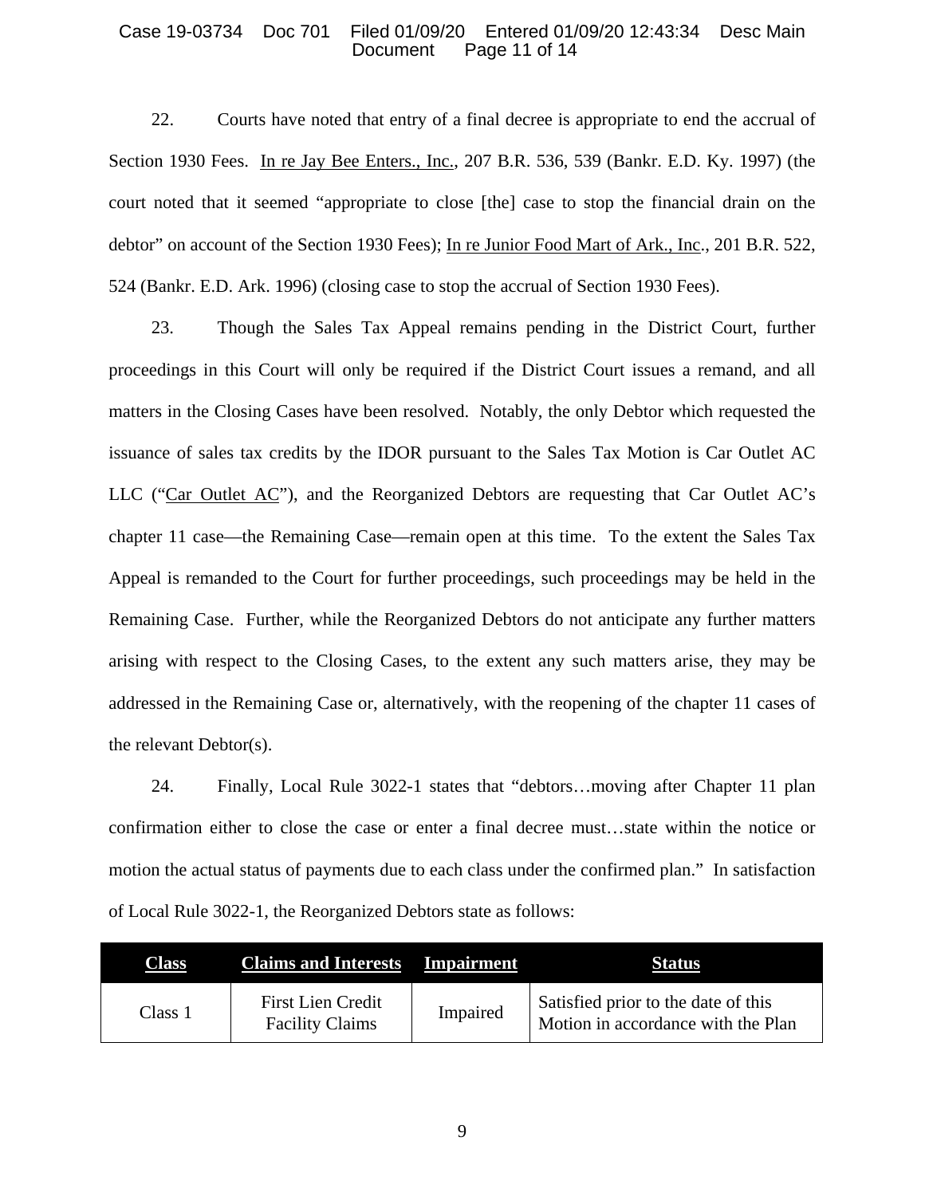22. Courts have noted that entry of a final decree is appropriate to end the accrual of Section 1930 Fees. In re Jay Bee Enters., Inc., 207 B.R. 536, 539 (Bankr. E.D. Ky. 1997) (the court noted that it seemed "appropriate to close [the] case to stop the financial drain on the debtor" on account of the Section 1930 Fees); In re Junior Food Mart of Ark., Inc., 201 B.R. 522, 524 (Bankr. E.D. Ark. 1996) (closing case to stop the accrual of Section 1930 Fees).

23. Though the Sales Tax Appeal remains pending in the District Court, further proceedings in this Court will only be required if the District Court issues a remand, and all matters in the Closing Cases have been resolved. Notably, the only Debtor which requested the issuance of sales tax credits by the IDOR pursuant to the Sales Tax Motion is Car Outlet AC LLC ("Car Outlet AC"), and the Reorganized Debtors are requesting that Car Outlet AC's chapter 11 case—the Remaining Case—remain open at this time. To the extent the Sales Tax Appeal is remanded to the Court for further proceedings, such proceedings may be held in the Remaining Case. Further, while the Reorganized Debtors do not anticipate any further matters arising with respect to the Closing Cases, to the extent any such matters arise, they may be addressed in the Remaining Case or, alternatively, with the reopening of the chapter 11 cases of the relevant Debtor(s).

24. Finally, Local Rule 3022-1 states that "debtors…moving after Chapter 11 plan confirmation either to close the case or enter a final decree must…state within the notice or motion the actual status of payments due to each class under the confirmed plan." In satisfaction of Local Rule 3022-1, the Reorganized Debtors state as follows:

| Class | Claims and Interests | Impairment | Status |
|---|---|---|---|
| Class 1 | First Lien Credit Facility Claims | Impaired | Satisfied prior to the date of this Motion in accordance with the Plan |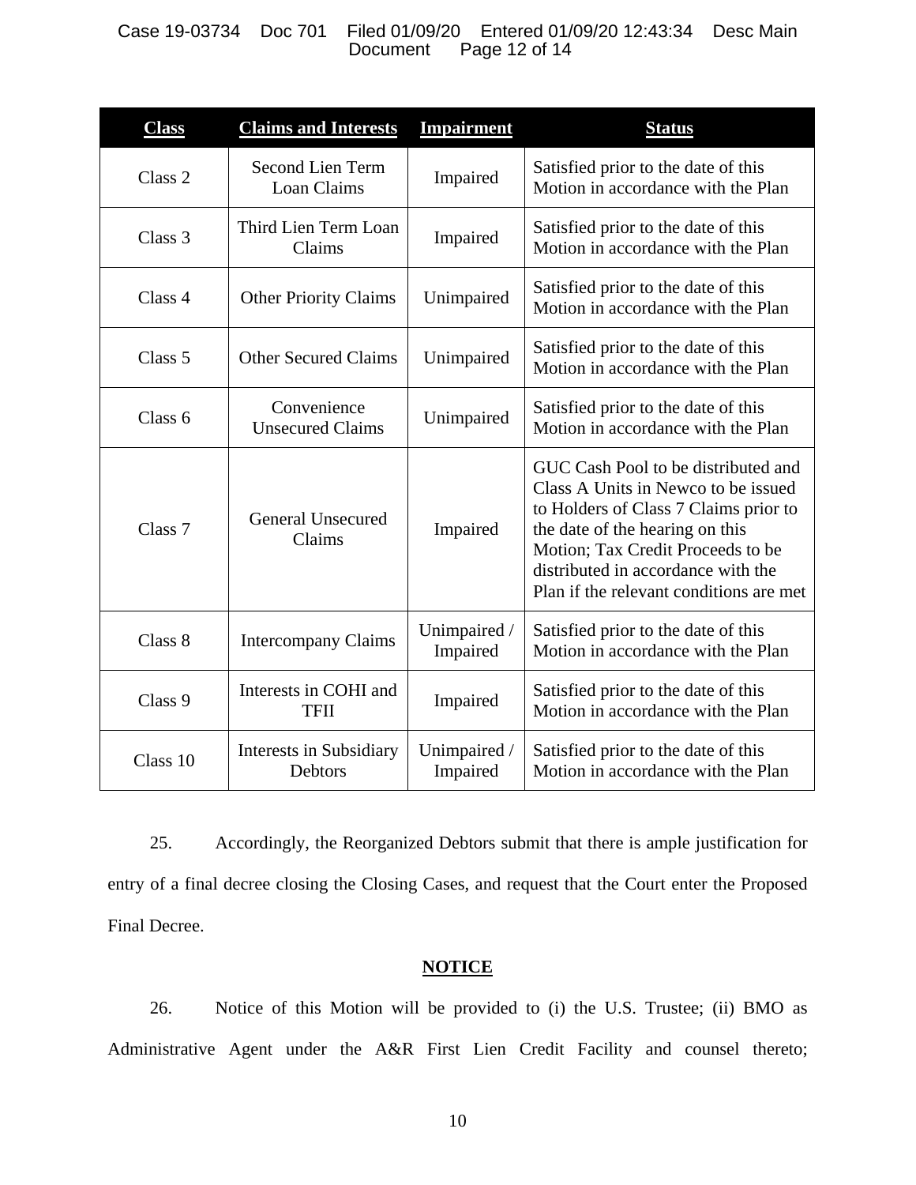| Class | Claims and Interests | Impairment | Status |
|---|---|---|---|
| Class 2 | Second Lien Term Loan Claims | Impaired | Satisfied prior to the date of this Motion in accordance with the Plan |
| Class 3 | Third Lien Term Loan Claims | Impaired | Satisfied prior to the date of this Motion in accordance with the Plan |
| Class 4 | Other Priority Claims | Unimpaired | Satisfied prior to the date of this Motion in accordance with the Plan |
| Class 5 | Other Secured Claims | Unimpaired | Satisfied prior to the date of this Motion in accordance with the Plan |
| Class 6 | Convenience Unsecured Claims | Unimpaired | Satisfied prior to the date of this Motion in accordance with the Plan |
| Class 7 | General Unsecured Claims | Impaired | GUC Cash Pool to be distributed and Class A Units in Newco to be issued to Holders of Class 7 Claims prior to the date of the hearing on this Motion; Tax Credit Proceeds to be distributed in accordance with the Plan if the relevant conditions are met |
| Class 8 | Intercompany Claims | Unimpaired / Impaired | Satisfied prior to the date of this Motion in accordance with the Plan |
| Class 9 | Interests in COHI and TFII | Impaired | Satisfied prior to the date of this Motion in accordance with the Plan |
| Class 10 | Interests in Subsidiary Debtors | Unimpaired / Impaired | Satisfied prior to the date of this Motion in accordance with the Plan |

25. Accordingly, the Reorganized Debtors submit that there is ample justification for entry of a final decree closing the Closing Cases, and request that the Court enter the Proposed Final Decree.

## NOTICE

26. Notice of this Motion will be provided to (i) the U.S. Trustee; (ii) BMO as Administrative Agent under the A&R First Lien Credit Facility and counsel thereto;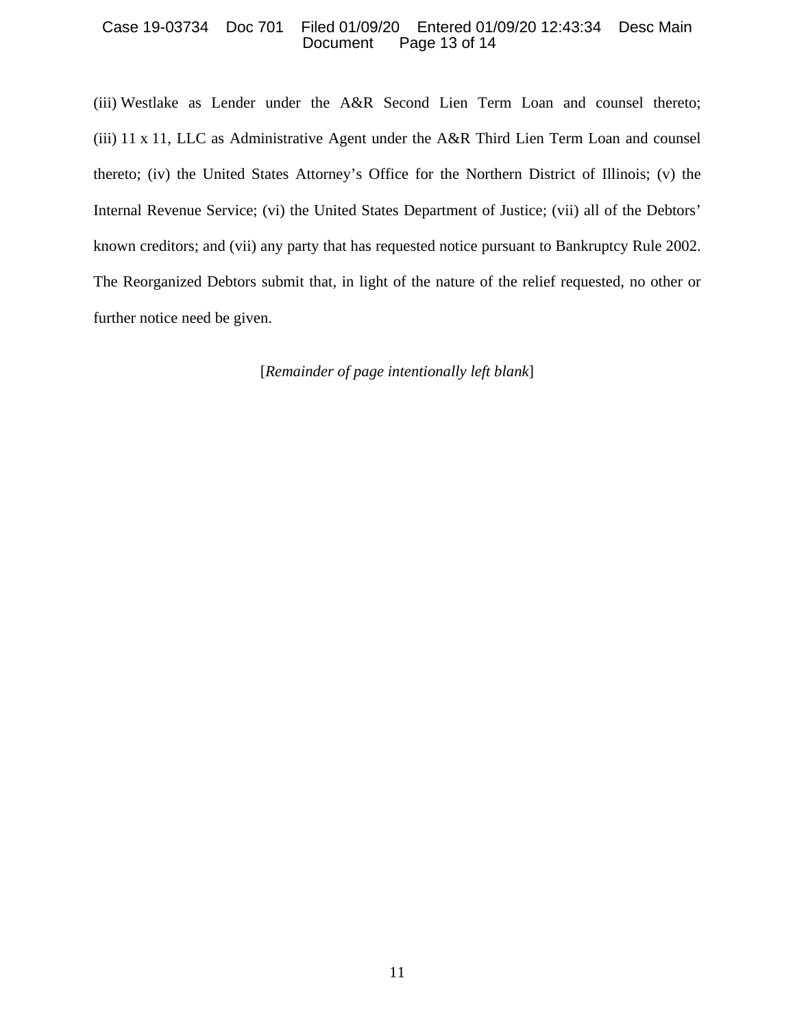(iii) Westlake as Lender under the A&R Second Lien Term Loan and counsel thereto; (iii) 11 x 11, LLC as Administrative Agent under the A&R Third Lien Term Loan and counsel thereto; (iv) the United States Attorney's Office for the Northern District of Illinois; (v) the Internal Revenue Service; (vi) the United States Department of Justice; (vii) all of the Debtors' known creditors; and (vii) any party that has requested notice pursuant to Bankruptcy Rule 2002. The Reorganized Debtors submit that, in light of the nature of the relief requested, no other or further notice need be given.

[*Remainder of page intentionally left blank*]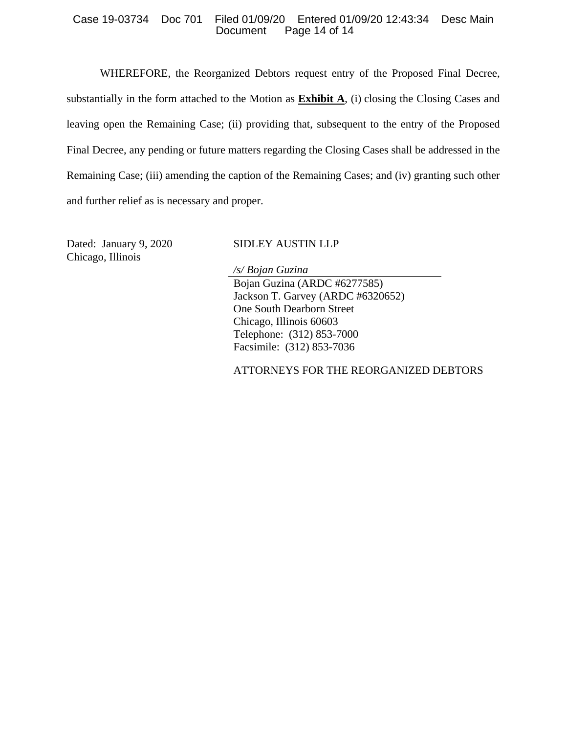WHEREFORE, the Reorganized Debtors request entry of the Proposed Final Decree, substantially in the form attached to the Motion as **Exhibit A**, (i) closing the Closing Cases and leaving open the Remaining Case; (ii) providing that, subsequent to the entry of the Proposed Final Decree, any pending or future matters regarding the Closing Cases shall be addressed in the Remaining Case; (iii) amending the caption of the Remaining Cases; and (iv) granting such other and further relief as is necessary and proper.

Dated: January 9, 2020
Chicago, Illinois

SIDLEY AUSTIN LLP

*/s/ Bojan Guzina*
Bojan Guzina (ARDC #6277585)
Jackson T. Garvey (ARDC #6320652)
One South Dearborn Street
Chicago, Illinois 60603
Telephone: (312) 853-7000
Facsimile: (312) 853-7036

ATTORNEYS FOR THE REORGANIZED DEBTORS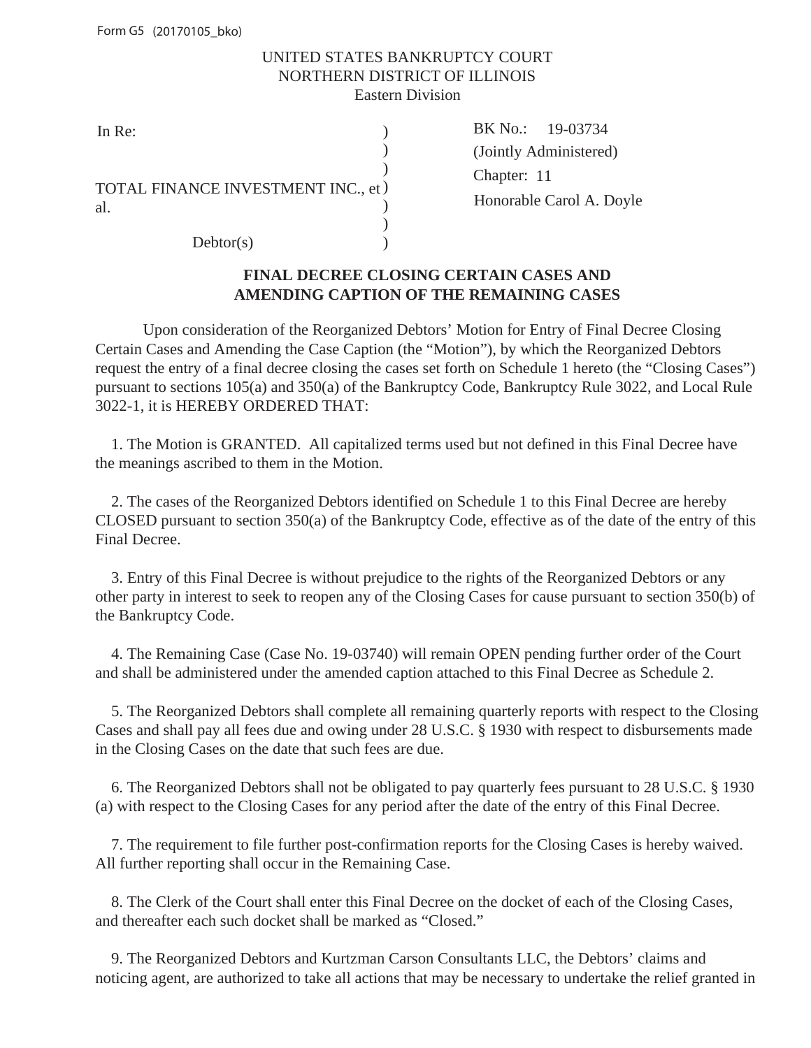Form G5 (20170105_bko)

UNITED STATES BANKRUPTCY COURT
NORTHERN DISTRICT OF ILLINOIS
Eastern Division

| In Re: | BK No.: 19-03734 |
|---|---|
| | (Jointly Administered) |
| TOTAL FINANCE INVESTMENT INC., et al. | Chapter: 11 |
| | Honorable Carol A. Doyle |
| Debtor(s) | |

**FINAL DECREE CLOSING CERTAIN CASES AND AMENDING CAPTION OF THE REMAINING CASES**

Upon consideration of the Reorganized Debtors' Motion for Entry of Final Decree Closing Certain Cases and Amending the Case Caption (the "Motion"), by which the Reorganized Debtors request the entry of a final decree closing the cases set forth on Schedule 1 hereto (the "Closing Cases") pursuant to sections 105(a) and 350(a) of the Bankruptcy Code, Bankruptcy Rule 3022, and Local Rule 3022-1, it is HEREBY ORDERED THAT:

1. The Motion is GRANTED. All capitalized terms used but not defined in this Final Decree have the meanings ascribed to them in the Motion.

2. The cases of the Reorganized Debtors identified on Schedule 1 to this Final Decree are hereby CLOSED pursuant to section 350(a) of the Bankruptcy Code, effective as of the date of the entry of this Final Decree.

3. Entry of this Final Decree is without prejudice to the rights of the Reorganized Debtors or any other party in interest to seek to reopen any of the Closing Cases for cause pursuant to section 350(b) of the Bankruptcy Code.

4. The Remaining Case (Case No. 19-03740) will remain OPEN pending further order of the Court and shall be administered under the amended caption attached to this Final Decree as Schedule 2.

5. The Reorganized Debtors shall complete all remaining quarterly reports with respect to the Closing Cases and shall pay all fees due and owing under 28 U.S.C. § 1930 with respect to disbursements made in the Closing Cases on the date that such fees are due.

6. The Reorganized Debtors shall not be obligated to pay quarterly fees pursuant to 28 U.S.C. § 1930 (a) with respect to the Closing Cases for any period after the date of the entry of this Final Decree.

7. The requirement to file further post-confirmation reports for the Closing Cases is hereby waived. All further reporting shall occur in the Remaining Case.

8. The Clerk of the Court shall enter this Final Decree on the docket of each of the Closing Cases, and thereafter each such docket shall be marked as "Closed."

9. The Reorganized Debtors and Kurtzman Carson Consultants LLC, the Debtors' claims and noticing agent, are authorized to take all actions that may be necessary to undertake the relief granted in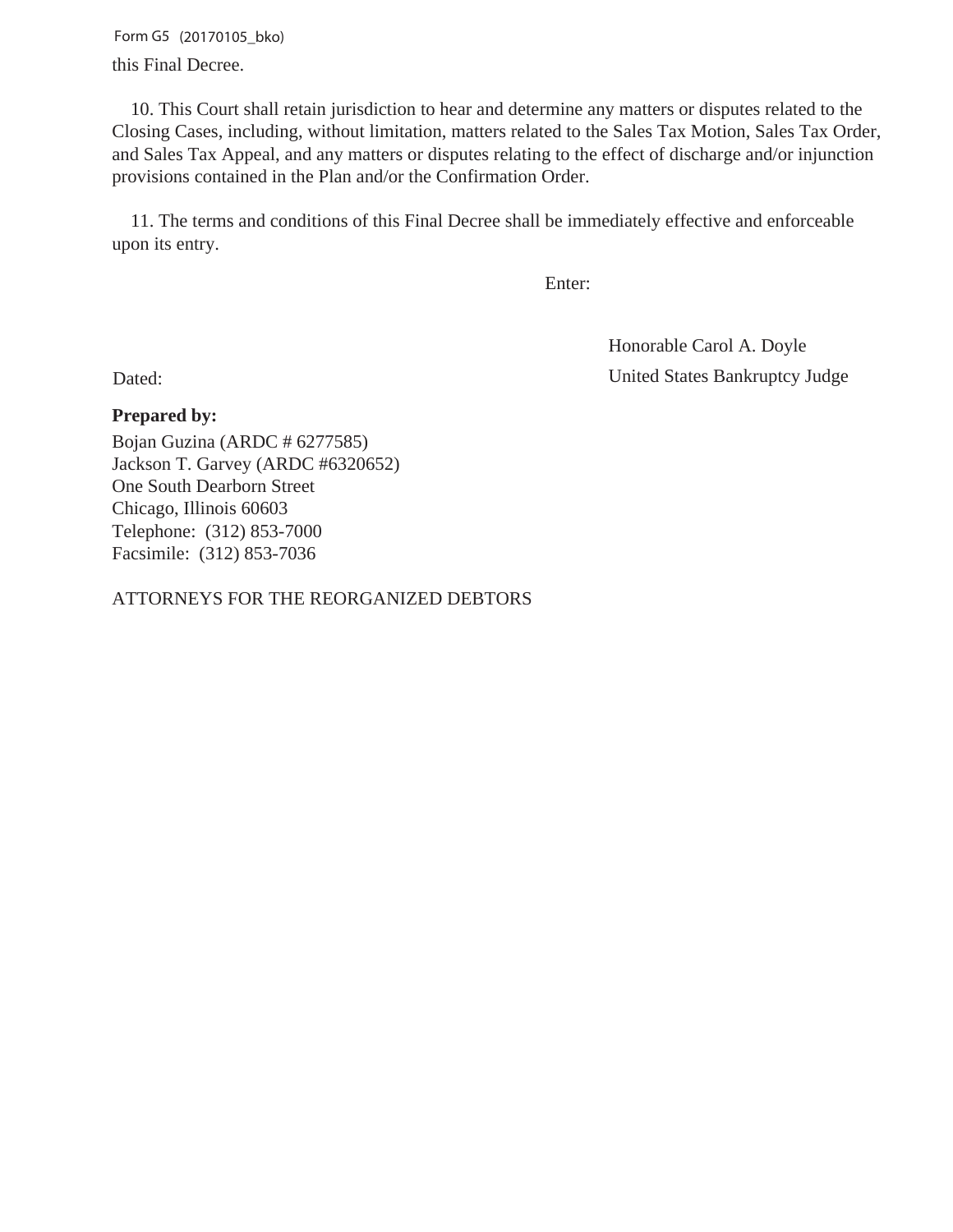this Final Decree.

10. This Court shall retain jurisdiction to hear and determine any matters or disputes related to the Closing Cases, including, without limitation, matters related to the Sales Tax Motion, Sales Tax Order, and Sales Tax Appeal, and any matters or disputes relating to the effect of discharge and/or injunction provisions contained in the Plan and/or the Confirmation Order.

11. The terms and conditions of this Final Decree shall be immediately effective and enforceable upon its entry.

Enter:

Honorable Carol A. Doyle
United States Bankruptcy Judge

Dated:

**Prepared by:**

Bojan Guzina (ARDC # 6277585)
Jackson T. Garvey (ARDC #6320652)
One South Dearborn Street
Chicago, Illinois 60603
Telephone: (312) 853-7000
Facsimile: (312) 853-7036

ATTORNEYS FOR THE REORGANIZED DEBTORS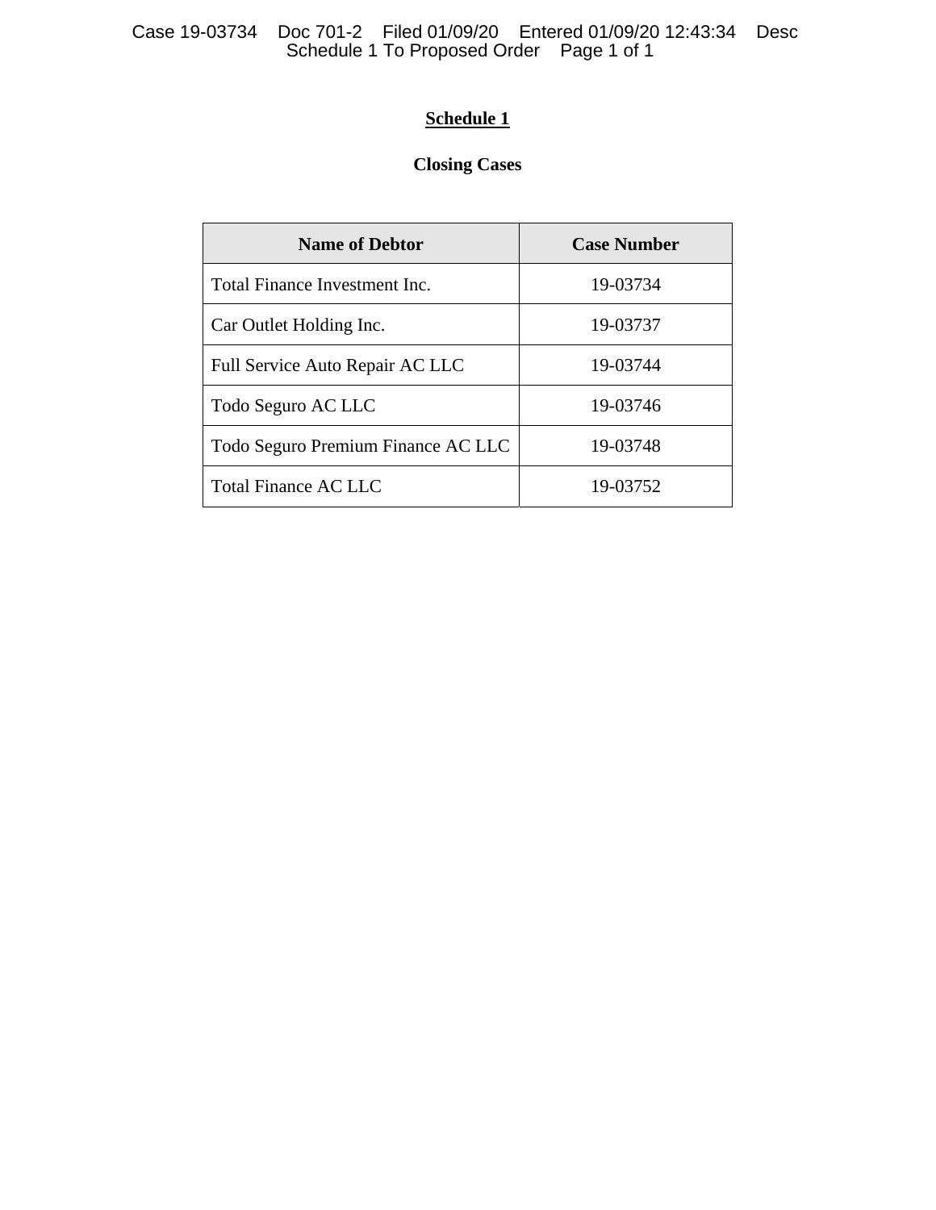## Schedule 1

### Closing Cases

| Name of Debtor | Case Number |
|---|---|
| Total Finance Investment Inc. | 19-03734 |
| Car Outlet Holding Inc. | 19-03737 |
| Full Service Auto Repair AC LLC | 19-03744 |
| Todo Seguro AC LLC | 19-03746 |
| Todo Seguro Premium Finance AC LLC | 19-03748 |
| Total Finance AC LLC | 19-03752 |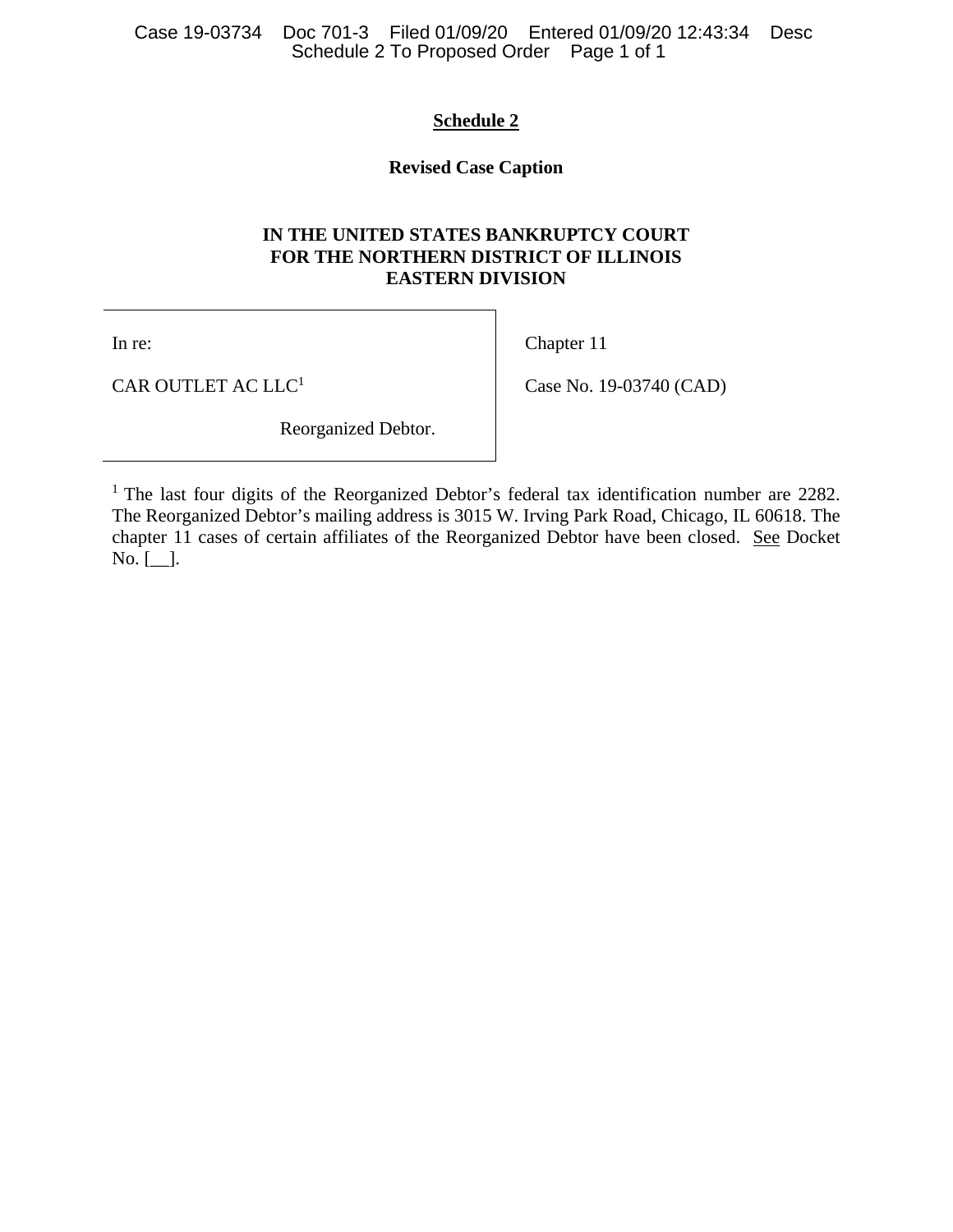**Schedule 2**

**Revised Case Caption**

**IN THE UNITED STATES BANKRUPTCY COURT**
**FOR THE NORTHERN DISTRICT OF ILLINOIS**
**EASTERN DIVISION**

| | |
|---|---|
| In re:<br><br>CAR OUTLET AC LLC[1]<br><br>Reorganized Debtor. | Chapter 11<br><br>Case No. 19-03740 (CAD) |

[1] The last four digits of the Reorganized Debtor's federal tax identification number are 2282. The Reorganized Debtor's mailing address is 3015 W. Irving Park Road, Chicago, IL 60618. The chapter 11 cases of certain affiliates of the Reorganized Debtor have been closed. See Docket No. [__].